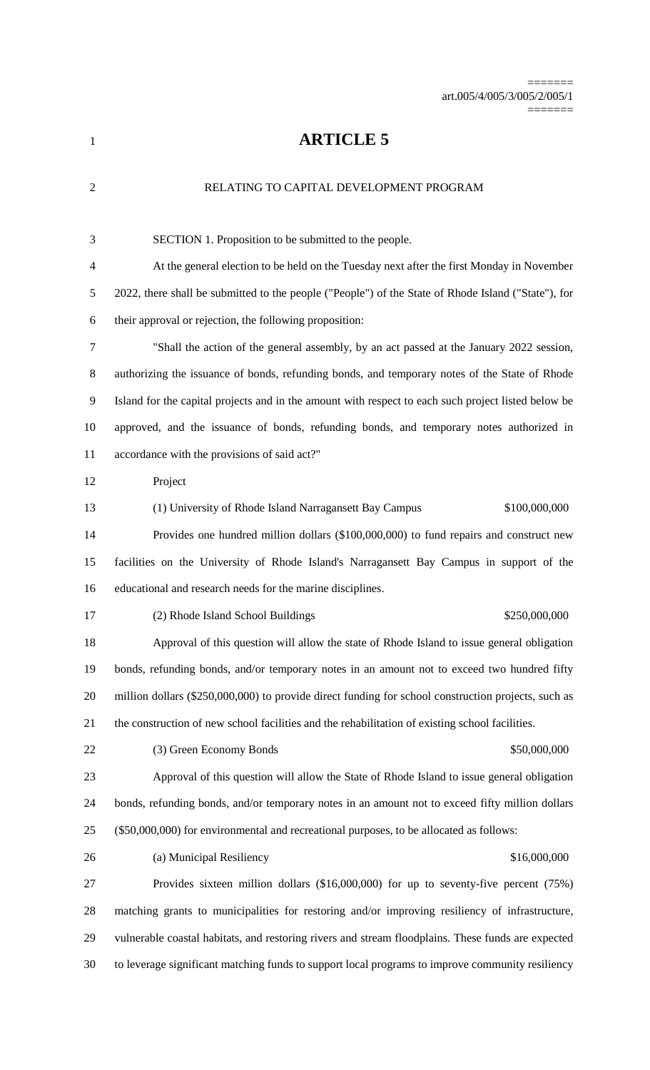# ARTICLE 5

## RELATING TO CAPITAL DEVELOPMENT PROGRAM

SECTION 1. Proposition to be submitted to the people.

At the general election to be held on the Tuesday next after the first Monday in November 2022, there shall be submitted to the people ("People") of the State of Rhode Island ("State"), for their approval or rejection, the following proposition:

"Shall the action of the general assembly, by an act passed at the January 2022 session, authorizing the issuance of bonds, refunding bonds, and temporary notes of the State of Rhode Island for the capital projects and in the amount with respect to each such project listed below be approved, and the issuance of bonds, refunding bonds, and temporary notes authorized in accordance with the provisions of said act?"

Project

(1) University of Rhode Island Narragansett Bay Campus — $100,000,000

Provides one hundred million dollars ($100,000,000) to fund repairs and construct new facilities on the University of Rhode Island's Narragansett Bay Campus in support of the educational and research needs for the marine disciplines.

(2) Rhode Island School Buildings — $250,000,000

Approval of this question will allow the state of Rhode Island to issue general obligation bonds, refunding bonds, and/or temporary notes in an amount not to exceed two hundred fifty million dollars ($250,000,000) to provide direct funding for school construction projects, such as the construction of new school facilities and the rehabilitation of existing school facilities.

(3) Green Economy Bonds — $50,000,000

Approval of this question will allow the State of Rhode Island to issue general obligation bonds, refunding bonds, and/or temporary notes in an amount not to exceed fifty million dollars ($50,000,000) for environmental and recreational purposes, to be allocated as follows:

(a) Municipal Resiliency — $16,000,000

Provides sixteen million dollars ($16,000,000) for up to seventy-five percent (75%) matching grants to municipalities for restoring and/or improving resiliency of infrastructure, vulnerable coastal habitats, and restoring rivers and stream floodplains. These funds are expected to leverage significant matching funds to support local programs to improve community resiliency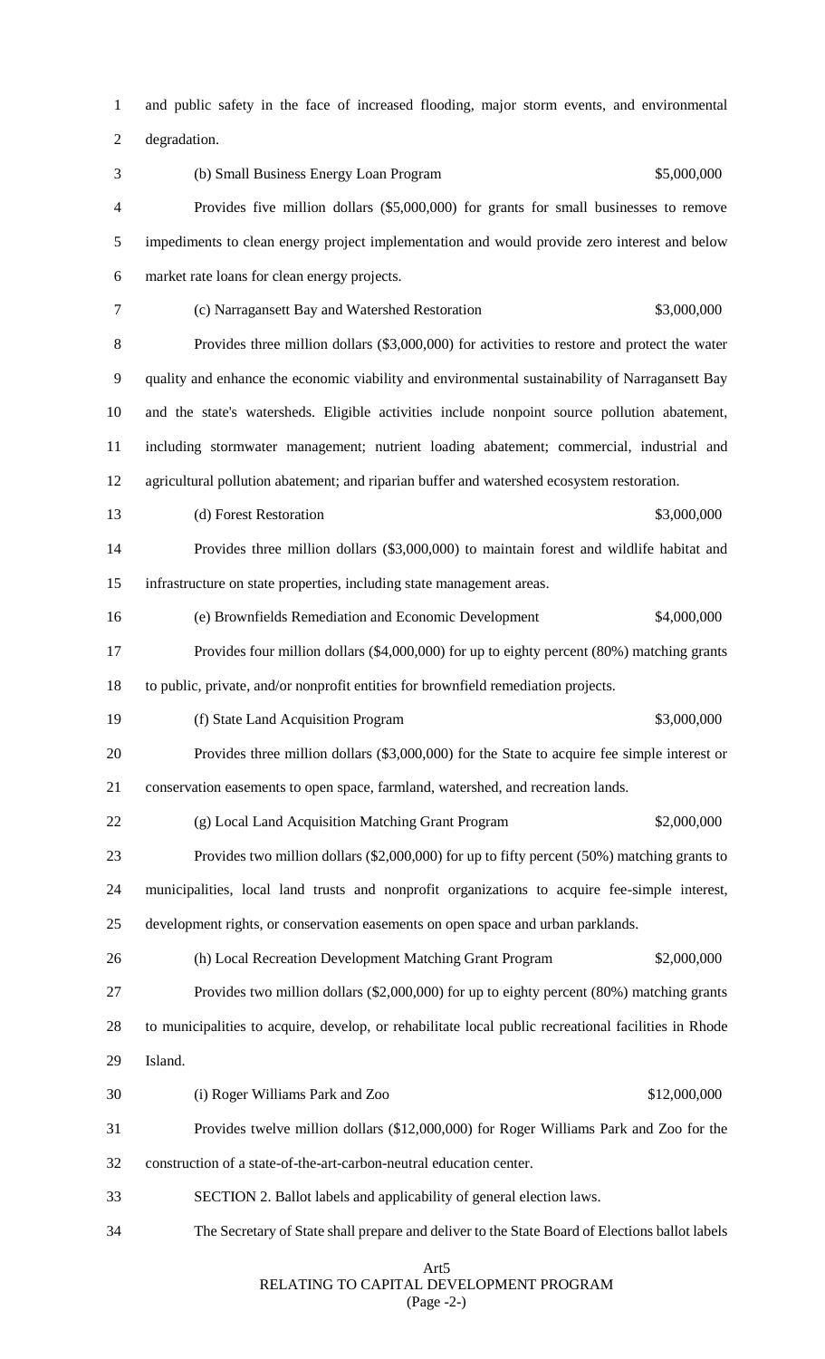and public safety in the face of increased flooding, major storm events, and environmental degradation.

(b) Small Business Energy Loan Program $5,000,000

Provides five million dollars ($5,000,000) for grants for small businesses to remove impediments to clean energy project implementation and would provide zero interest and below market rate loans for clean energy projects.

(c) Narragansett Bay and Watershed Restoration $3,000,000

Provides three million dollars ($3,000,000) for activities to restore and protect the water quality and enhance the economic viability and environmental sustainability of Narragansett Bay and the state's watersheds. Eligible activities include nonpoint source pollution abatement, including stormwater management; nutrient loading abatement; commercial, industrial and agricultural pollution abatement; and riparian buffer and watershed ecosystem restoration.

(d) Forest Restoration $3,000,000

Provides three million dollars ($3,000,000) to maintain forest and wildlife habitat and infrastructure on state properties, including state management areas.

(e) Brownfields Remediation and Economic Development $4,000,000

Provides four million dollars ($4,000,000) for up to eighty percent (80%) matching grants to public, private, and/or nonprofit entities for brownfield remediation projects.

(f) State Land Acquisition Program $3,000,000

Provides three million dollars ($3,000,000) for the State to acquire fee simple interest or conservation easements to open space, farmland, watershed, and recreation lands.

(g) Local Land Acquisition Matching Grant Program $2,000,000

Provides two million dollars ($2,000,000) for up to fifty percent (50%) matching grants to municipalities, local land trusts and nonprofit organizations to acquire fee-simple interest, development rights, or conservation easements on open space and urban parklands.

(h) Local Recreation Development Matching Grant Program $2,000,000

Provides two million dollars ($2,000,000) for up to eighty percent (80%) matching grants to municipalities to acquire, develop, or rehabilitate local public recreational facilities in Rhode Island.

(i) Roger Williams Park and Zoo $12,000,000

Provides twelve million dollars ($12,000,000) for Roger Williams Park and Zoo for the construction of a state-of-the-art-carbon-neutral education center.

SECTION 2. Ballot labels and applicability of general election laws.

The Secretary of State shall prepare and deliver to the State Board of Elections ballot labels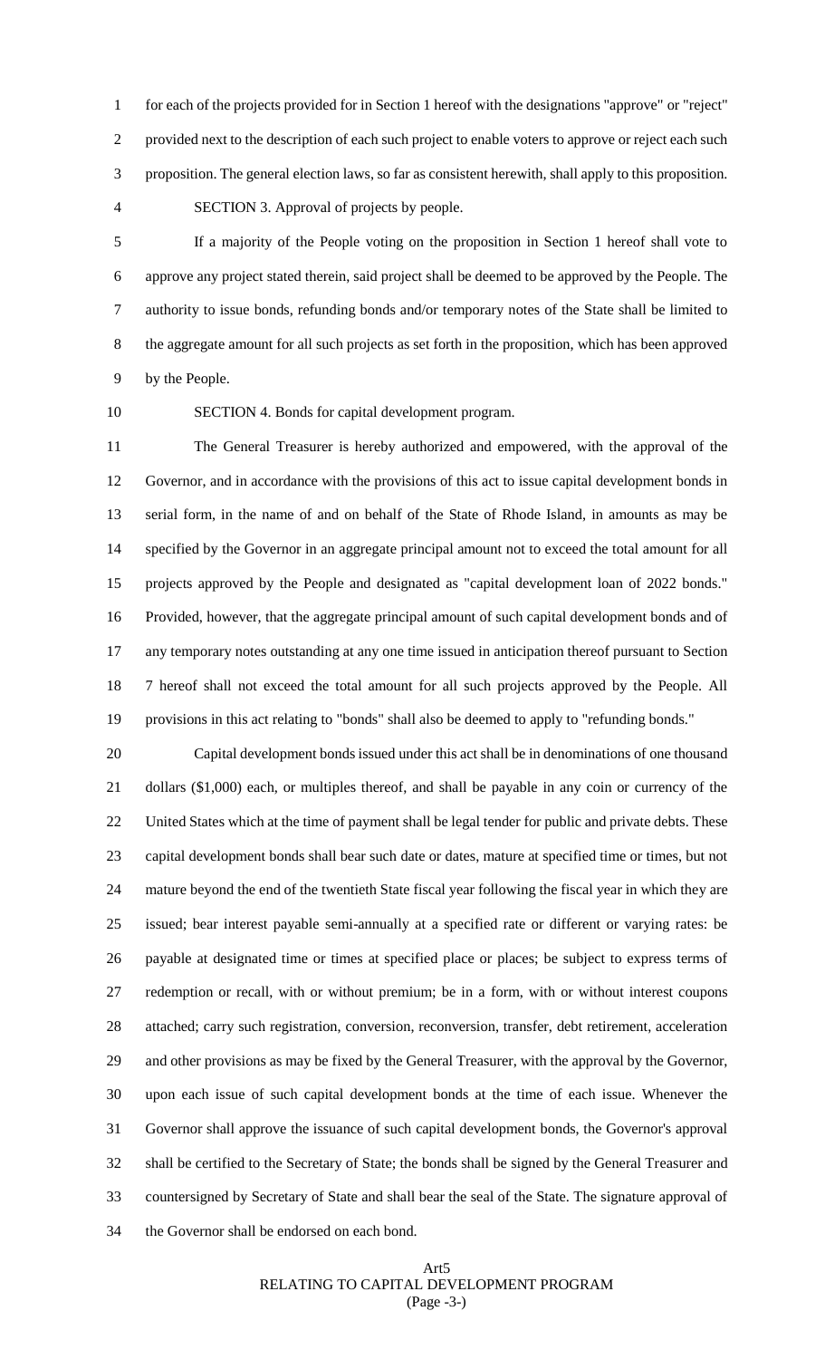for each of the projects provided for in Section 1 hereof with the designations "approve" or "reject" provided next to the description of each such project to enable voters to approve or reject each such proposition. The general election laws, so far as consistent herewith, shall apply to this proposition.

SECTION 3. Approval of projects by people.

If a majority of the People voting on the proposition in Section 1 hereof shall vote to approve any project stated therein, said project shall be deemed to be approved by the People. The authority to issue bonds, refunding bonds and/or temporary notes of the State shall be limited to the aggregate amount for all such projects as set forth in the proposition, which has been approved by the People.

SECTION 4. Bonds for capital development program.

The General Treasurer is hereby authorized and empowered, with the approval of the Governor, and in accordance with the provisions of this act to issue capital development bonds in serial form, in the name of and on behalf of the State of Rhode Island, in amounts as may be specified by the Governor in an aggregate principal amount not to exceed the total amount for all projects approved by the People and designated as "capital development loan of 2022 bonds." Provided, however, that the aggregate principal amount of such capital development bonds and of any temporary notes outstanding at any one time issued in anticipation thereof pursuant to Section 7 hereof shall not exceed the total amount for all such projects approved by the People. All provisions in this act relating to "bonds" shall also be deemed to apply to "refunding bonds."

Capital development bonds issued under this act shall be in denominations of one thousand dollars ($1,000) each, or multiples thereof, and shall be payable in any coin or currency of the United States which at the time of payment shall be legal tender for public and private debts. These capital development bonds shall bear such date or dates, mature at specified time or times, but not mature beyond the end of the twentieth State fiscal year following the fiscal year in which they are issued; bear interest payable semi-annually at a specified rate or different or varying rates: be payable at designated time or times at specified place or places; be subject to express terms of redemption or recall, with or without premium; be in a form, with or without interest coupons attached; carry such registration, conversion, reconversion, transfer, debt retirement, acceleration and other provisions as may be fixed by the General Treasurer, with the approval by the Governor, upon each issue of such capital development bonds at the time of each issue. Whenever the Governor shall approve the issuance of such capital development bonds, the Governor's approval shall be certified to the Secretary of State; the bonds shall be signed by the General Treasurer and countersigned by Secretary of State and shall bear the seal of the State. The signature approval of the Governor shall be endorsed on each bond.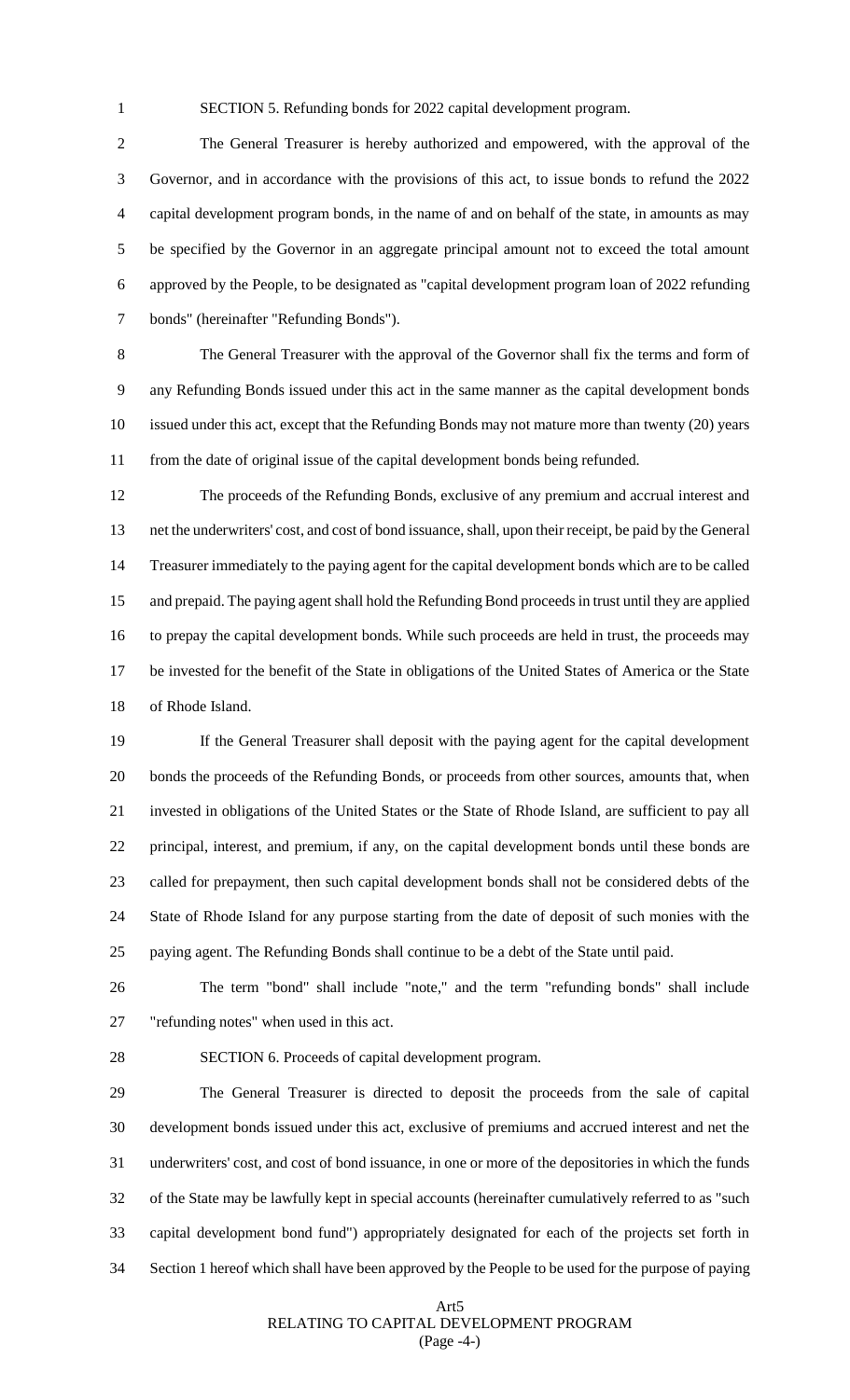SECTION 5. Refunding bonds for 2022 capital development program.

The General Treasurer is hereby authorized and empowered, with the approval of the Governor, and in accordance with the provisions of this act, to issue bonds to refund the 2022 capital development program bonds, in the name of and on behalf of the state, in amounts as may be specified by the Governor in an aggregate principal amount not to exceed the total amount approved by the People, to be designated as "capital development program loan of 2022 refunding bonds" (hereinafter "Refunding Bonds").

The General Treasurer with the approval of the Governor shall fix the terms and form of any Refunding Bonds issued under this act in the same manner as the capital development bonds issued under this act, except that the Refunding Bonds may not mature more than twenty (20) years from the date of original issue of the capital development bonds being refunded.

The proceeds of the Refunding Bonds, exclusive of any premium and accrual interest and net the underwriters' cost, and cost of bond issuance, shall, upon their receipt, be paid by the General Treasurer immediately to the paying agent for the capital development bonds which are to be called and prepaid. The paying agent shall hold the Refunding Bond proceeds in trust until they are applied to prepay the capital development bonds. While such proceeds are held in trust, the proceeds may be invested for the benefit of the State in obligations of the United States of America or the State of Rhode Island.

If the General Treasurer shall deposit with the paying agent for the capital development bonds the proceeds of the Refunding Bonds, or proceeds from other sources, amounts that, when invested in obligations of the United States or the State of Rhode Island, are sufficient to pay all principal, interest, and premium, if any, on the capital development bonds until these bonds are called for prepayment, then such capital development bonds shall not be considered debts of the State of Rhode Island for any purpose starting from the date of deposit of such monies with the paying agent. The Refunding Bonds shall continue to be a debt of the State until paid.

The term "bond" shall include "note," and the term "refunding bonds" shall include "refunding notes" when used in this act.

SECTION 6. Proceeds of capital development program.

The General Treasurer is directed to deposit the proceeds from the sale of capital development bonds issued under this act, exclusive of premiums and accrued interest and net the underwriters' cost, and cost of bond issuance, in one or more of the depositories in which the funds of the State may be lawfully kept in special accounts (hereinafter cumulatively referred to as "such capital development bond fund") appropriately designated for each of the projects set forth in Section 1 hereof which shall have been approved by the People to be used for the purpose of paying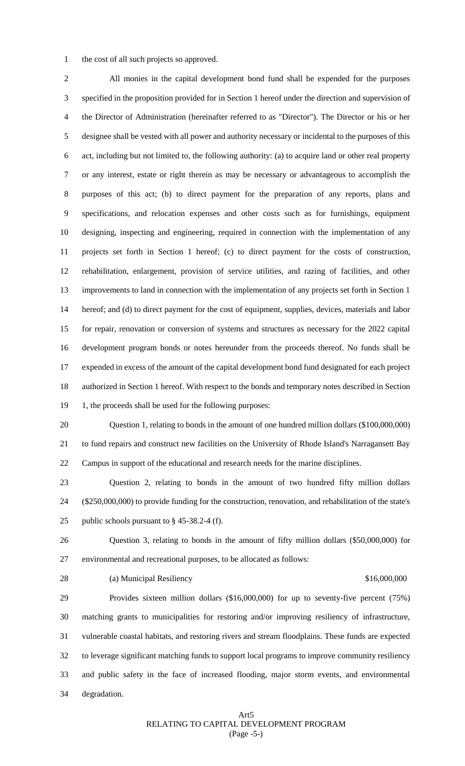the cost of all such projects so approved.

All monies in the capital development bond fund shall be expended for the purposes specified in the proposition provided for in Section 1 hereof under the direction and supervision of the Director of Administration (hereinafter referred to as "Director"). The Director or his or her designee shall be vested with all power and authority necessary or incidental to the purposes of this act, including but not limited to, the following authority: (a) to acquire land or other real property or any interest, estate or right therein as may be necessary or advantageous to accomplish the purposes of this act; (b) to direct payment for the preparation of any reports, plans and specifications, and relocation expenses and other costs such as for furnishings, equipment designing, inspecting and engineering, required in connection with the implementation of any projects set forth in Section 1 hereof; (c) to direct payment for the costs of construction, rehabilitation, enlargement, provision of service utilities, and razing of facilities, and other improvements to land in connection with the implementation of any projects set forth in Section 1 hereof; and (d) to direct payment for the cost of equipment, supplies, devices, materials and labor for repair, renovation or conversion of systems and structures as necessary for the 2022 capital development program bonds or notes hereunder from the proceeds thereof. No funds shall be expended in excess of the amount of the capital development bond fund designated for each project authorized in Section 1 hereof. With respect to the bonds and temporary notes described in Section 1, the proceeds shall be used for the following purposes:

Question 1, relating to bonds in the amount of one hundred million dollars ($100,000,000) to fund repairs and construct new facilities on the University of Rhode Island's Narragansett Bay Campus in support of the educational and research needs for the marine disciplines.

Question 2, relating to bonds in the amount of two hundred fifty million dollars ($250,000,000) to provide funding for the construction, renovation, and rehabilitation of the state's public schools pursuant to § 45-38.2-4 (f).

Question 3, relating to bonds in the amount of fifty million dollars ($50,000,000) for environmental and recreational purposes, to be allocated as follows:

(a) Municipal Resiliency $16,000,000

Provides sixteen million dollars ($16,000,000) for up to seventy-five percent (75%) matching grants to municipalities for restoring and/or improving resiliency of infrastructure, vulnerable coastal habitats, and restoring rivers and stream floodplains. These funds are expected to leverage significant matching funds to support local programs to improve community resiliency and public safety in the face of increased flooding, major storm events, and environmental degradation.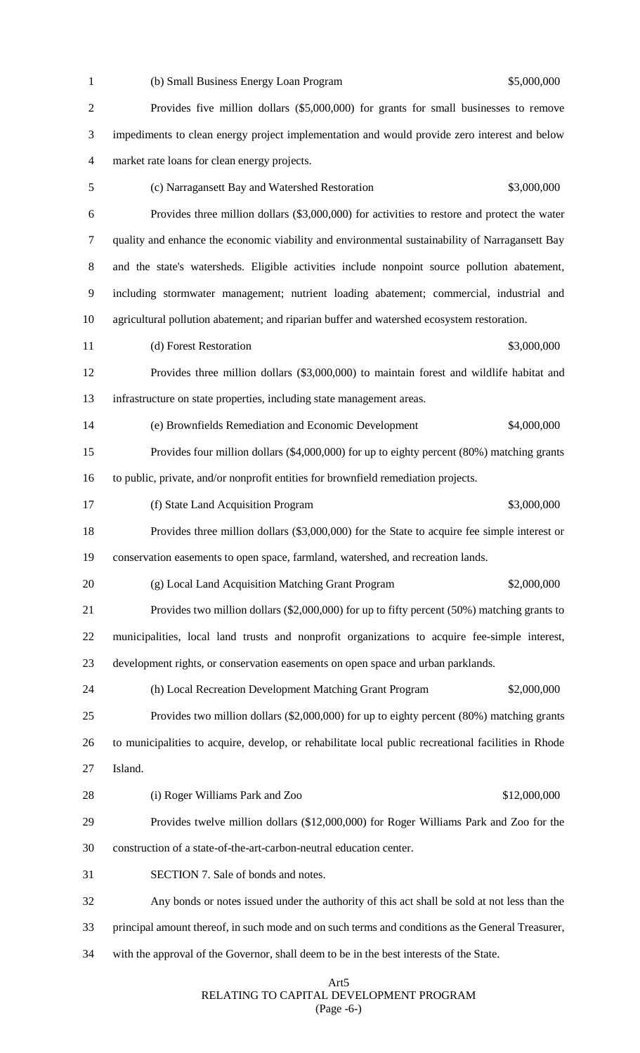(b) Small Business Energy Loan Program $5,000,000

Provides five million dollars ($5,000,000) for grants for small businesses to remove impediments to clean energy project implementation and would provide zero interest and below market rate loans for clean energy projects.

(c) Narragansett Bay and Watershed Restoration $3,000,000

Provides three million dollars ($3,000,000) for activities to restore and protect the water quality and enhance the economic viability and environmental sustainability of Narragansett Bay and the state's watersheds. Eligible activities include nonpoint source pollution abatement, including stormwater management; nutrient loading abatement; commercial, industrial and agricultural pollution abatement; and riparian buffer and watershed ecosystem restoration.

(d) Forest Restoration $3,000,000

Provides three million dollars ($3,000,000) to maintain forest and wildlife habitat and infrastructure on state properties, including state management areas.

(e) Brownfields Remediation and Economic Development $4,000,000

Provides four million dollars ($4,000,000) for up to eighty percent (80%) matching grants to public, private, and/or nonprofit entities for brownfield remediation projects.

(f) State Land Acquisition Program $3,000,000

Provides three million dollars ($3,000,000) for the State to acquire fee simple interest or conservation easements to open space, farmland, watershed, and recreation lands.

(g) Local Land Acquisition Matching Grant Program $2,000,000

Provides two million dollars ($2,000,000) for up to fifty percent (50%) matching grants to municipalities, local land trusts and nonprofit organizations to acquire fee-simple interest, development rights, or conservation easements on open space and urban parklands.

(h) Local Recreation Development Matching Grant Program $2,000,000

Provides two million dollars ($2,000,000) for up to eighty percent (80%) matching grants to municipalities to acquire, develop, or rehabilitate local public recreational facilities in Rhode Island.

(i) Roger Williams Park and Zoo $12,000,000

Provides twelve million dollars ($12,000,000) for Roger Williams Park and Zoo for the construction of a state-of-the-art-carbon-neutral education center.

SECTION 7. Sale of bonds and notes.

Any bonds or notes issued under the authority of this act shall be sold at not less than the principal amount thereof, in such mode and on such terms and conditions as the General Treasurer, with the approval of the Governor, shall deem to be in the best interests of the State.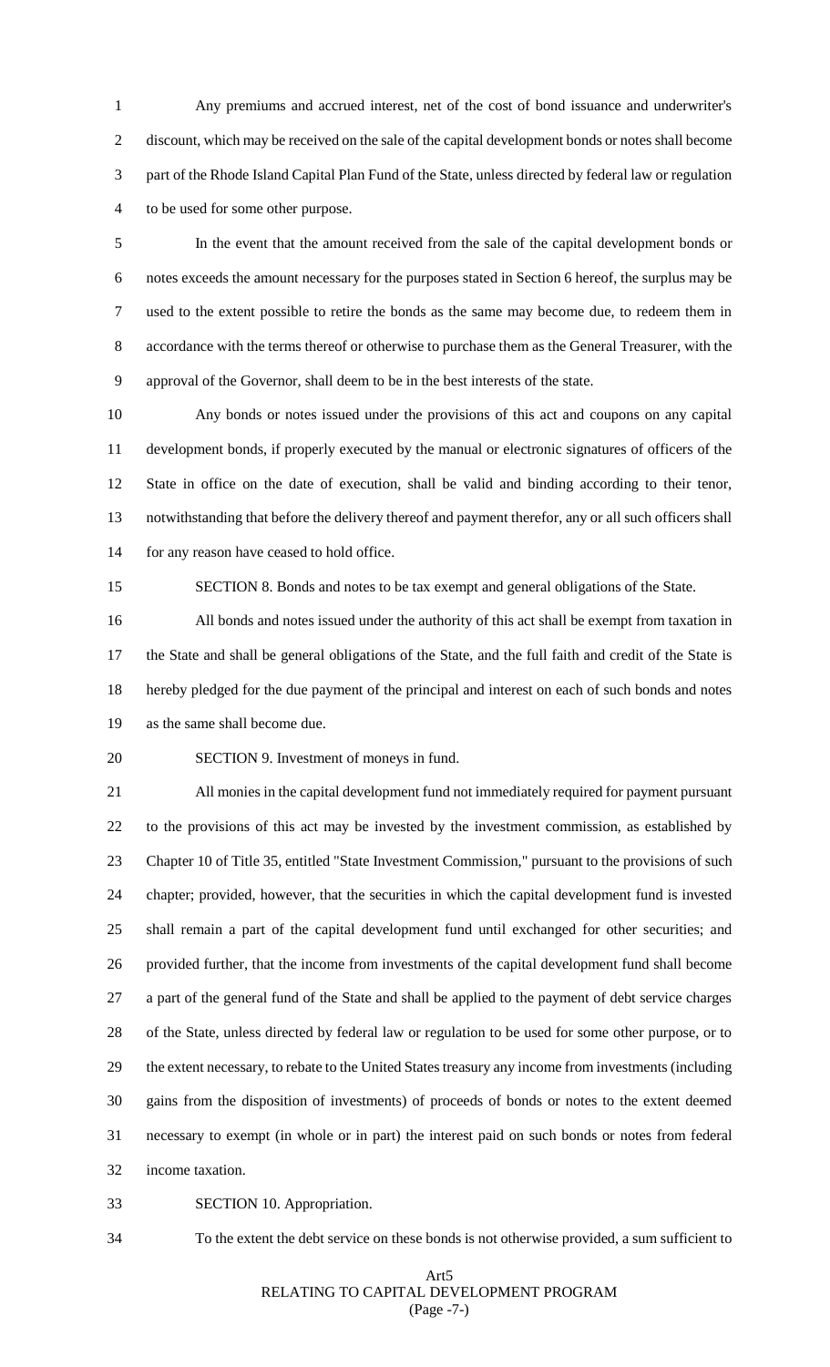Any premiums and accrued interest, net of the cost of bond issuance and underwriter's discount, which may be received on the sale of the capital development bonds or notes shall become part of the Rhode Island Capital Plan Fund of the State, unless directed by federal law or regulation to be used for some other purpose.

In the event that the amount received from the sale of the capital development bonds or notes exceeds the amount necessary for the purposes stated in Section 6 hereof, the surplus may be used to the extent possible to retire the bonds as the same may become due, to redeem them in accordance with the terms thereof or otherwise to purchase them as the General Treasurer, with the approval of the Governor, shall deem to be in the best interests of the state.

Any bonds or notes issued under the provisions of this act and coupons on any capital development bonds, if properly executed by the manual or electronic signatures of officers of the State in office on the date of execution, shall be valid and binding according to their tenor, notwithstanding that before the delivery thereof and payment therefor, any or all such officers shall for any reason have ceased to hold office.

SECTION 8. Bonds and notes to be tax exempt and general obligations of the State.

All bonds and notes issued under the authority of this act shall be exempt from taxation in the State and shall be general obligations of the State, and the full faith and credit of the State is hereby pledged for the due payment of the principal and interest on each of such bonds and notes as the same shall become due.

SECTION 9. Investment of moneys in fund.

All monies in the capital development fund not immediately required for payment pursuant to the provisions of this act may be invested by the investment commission, as established by Chapter 10 of Title 35, entitled "State Investment Commission," pursuant to the provisions of such chapter; provided, however, that the securities in which the capital development fund is invested shall remain a part of the capital development fund until exchanged for other securities; and provided further, that the income from investments of the capital development fund shall become a part of the general fund of the State and shall be applied to the payment of debt service charges of the State, unless directed by federal law or regulation to be used for some other purpose, or to the extent necessary, to rebate to the United States treasury any income from investments (including gains from the disposition of investments) of proceeds of bonds or notes to the extent deemed necessary to exempt (in whole or in part) the interest paid on such bonds or notes from federal income taxation.

SECTION 10. Appropriation.

To the extent the debt service on these bonds is not otherwise provided, a sum sufficient to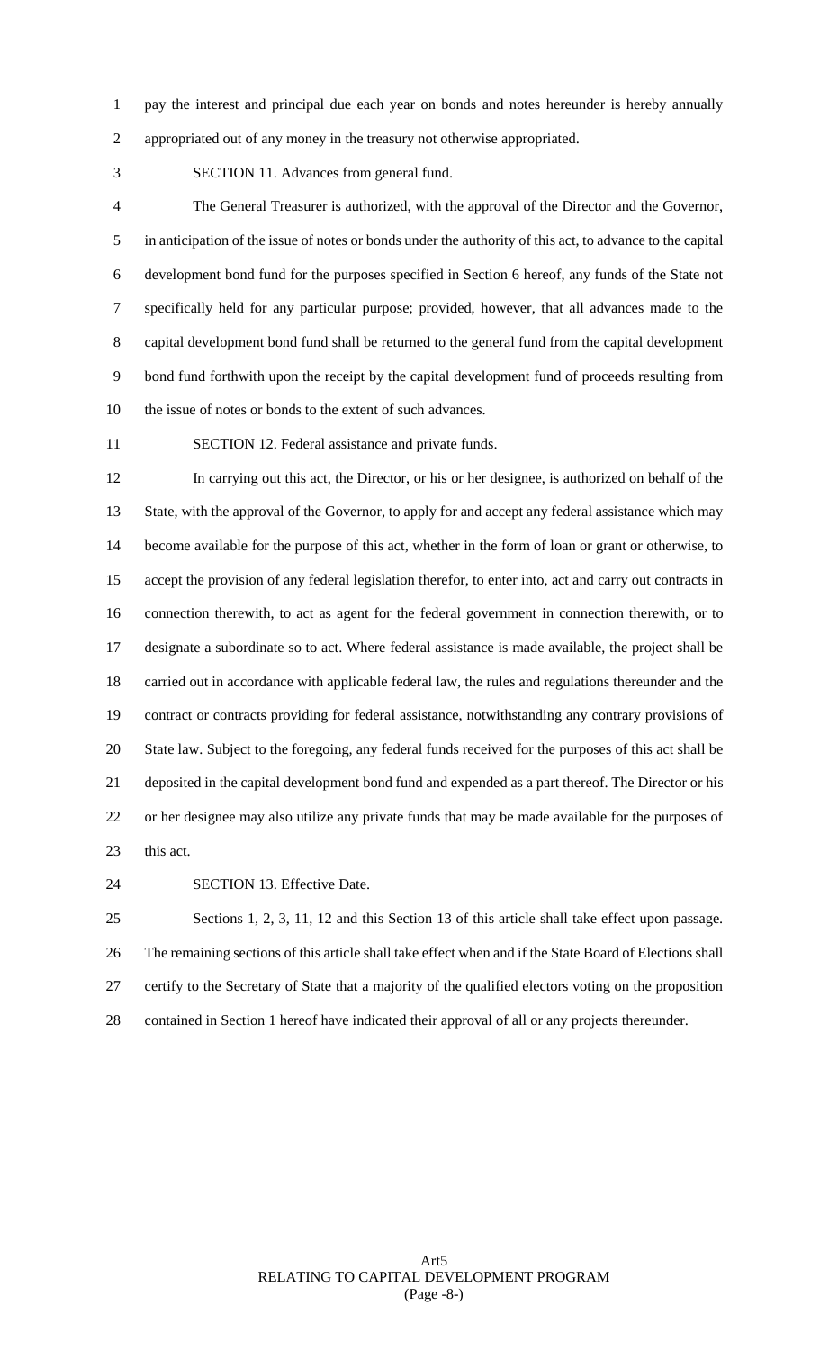pay the interest and principal due each year on bonds and notes hereunder is hereby annually appropriated out of any money in the treasury not otherwise appropriated.

SECTION 11. Advances from general fund.

The General Treasurer is authorized, with the approval of the Director and the Governor, in anticipation of the issue of notes or bonds under the authority of this act, to advance to the capital development bond fund for the purposes specified in Section 6 hereof, any funds of the State not specifically held for any particular purpose; provided, however, that all advances made to the capital development bond fund shall be returned to the general fund from the capital development bond fund forthwith upon the receipt by the capital development fund of proceeds resulting from the issue of notes or bonds to the extent of such advances.

SECTION 12. Federal assistance and private funds.

In carrying out this act, the Director, or his or her designee, is authorized on behalf of the State, with the approval of the Governor, to apply for and accept any federal assistance which may become available for the purpose of this act, whether in the form of loan or grant or otherwise, to accept the provision of any federal legislation therefor, to enter into, act and carry out contracts in connection therewith, to act as agent for the federal government in connection therewith, or to designate a subordinate so to act. Where federal assistance is made available, the project shall be carried out in accordance with applicable federal law, the rules and regulations thereunder and the contract or contracts providing for federal assistance, notwithstanding any contrary provisions of State law. Subject to the foregoing, any federal funds received for the purposes of this act shall be deposited in the capital development bond fund and expended as a part thereof. The Director or his or her designee may also utilize any private funds that may be made available for the purposes of this act.

SECTION 13. Effective Date.

Sections 1, 2, 3, 11, 12 and this Section 13 of this article shall take effect upon passage. The remaining sections of this article shall take effect when and if the State Board of Elections shall certify to the Secretary of State that a majority of the qualified electors voting on the proposition contained in Section 1 hereof have indicated their approval of all or any projects thereunder.